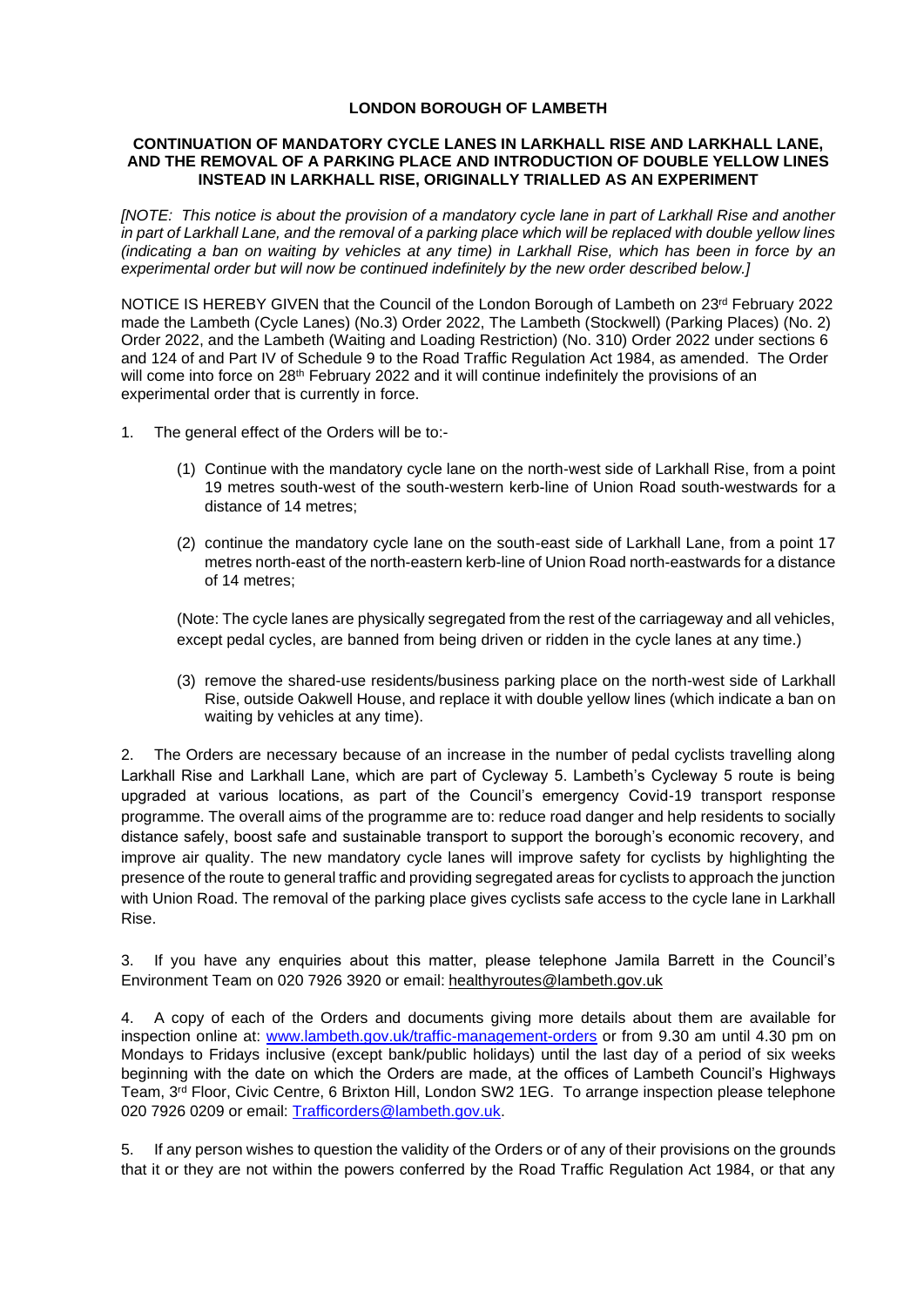**LONDON BOROUGH OF LAMBETH**

**CONTINUATION OF MANDATORY CYCLE LANES IN LARKHALL RISE AND LARKHALL LANE, AND THE REMOVAL OF A PARKING PLACE AND INTRODUCTION OF DOUBLE YELLOW LINES INSTEAD IN LARKHALL RISE, ORIGINALLY TRIALLED AS AN EXPERIMENT**

*[NOTE: This notice is about the provision of a mandatory cycle lane in part of Larkhall Rise and another in part of Larkhall Lane, and the removal of a parking place which will be replaced with double yellow lines (indicating a ban on waiting by vehicles at any time) in Larkhall Rise, which has been in force by an experimental order but will now be continued indefinitely by the new order described below.]*

NOTICE IS HEREBY GIVEN that the Council of the London Borough of Lambeth on 23rd February 2022 made the Lambeth (Cycle Lanes) (No.3) Order 2022, The Lambeth (Stockwell) (Parking Places) (No. 2) Order 2022, and the Lambeth (Waiting and Loading Restriction) (No. 310) Order 2022 under sections 6 and 124 of and Part IV of Schedule 9 to the Road Traffic Regulation Act 1984, as amended. The Order will come into force on 28th February 2022 and it will continue indefinitely the provisions of an experimental order that is currently in force.

1. The general effect of the Orders will be to:-

   (1) Continue with the mandatory cycle lane on the north-west side of Larkhall Rise, from a point 19 metres south-west of the south-western kerb-line of Union Road south-westwards for a distance of 14 metres;

   (2) continue the mandatory cycle lane on the south-east side of Larkhall Lane, from a point 17 metres north-east of the north-eastern kerb-line of Union Road north-eastwards for a distance of 14 metres;

   (Note: The cycle lanes are physically segregated from the rest of the carriageway and all vehicles, except pedal cycles, are banned from being driven or ridden in the cycle lanes at any time.)

   (3) remove the shared-use residents/business parking place on the north-west side of Larkhall Rise, outside Oakwell House, and replace it with double yellow lines (which indicate a ban on waiting by vehicles at any time).

2. The Orders are necessary because of an increase in the number of pedal cyclists travelling along Larkhall Rise and Larkhall Lane, which are part of Cycleway 5. Lambeth's Cycleway 5 route is being upgraded at various locations, as part of the Council's emergency Covid-19 transport response programme. The overall aims of the programme are to: reduce road danger and help residents to socially distance safely, boost safe and sustainable transport to support the borough's economic recovery, and improve air quality. The new mandatory cycle lanes will improve safety for cyclists by highlighting the presence of the route to general traffic and providing segregated areas for cyclists to approach the junction with Union Road. The removal of the parking place gives cyclists safe access to the cycle lane in Larkhall Rise.

3. If you have any enquiries about this matter, please telephone Jamila Barrett in the Council's Environment Team on 020 7926 3920 or email: healthyroutes@lambeth.gov.uk

4. A copy of each of the Orders and documents giving more details about them are available for inspection online at: www.lambeth.gov.uk/traffic-management-orders or from 9.30 am until 4.30 pm on Mondays to Fridays inclusive (except bank/public holidays) until the last day of a period of six weeks beginning with the date on which the Orders are made, at the offices of Lambeth Council's Highways Team, 3rd Floor, Civic Centre, 6 Brixton Hill, London SW2 1EG. To arrange inspection please telephone 020 7926 0209 or email: Trafficorders@lambeth.gov.uk.

5. If any person wishes to question the validity of the Orders or of any of their provisions on the grounds that it or they are not within the powers conferred by the Road Traffic Regulation Act 1984, or that any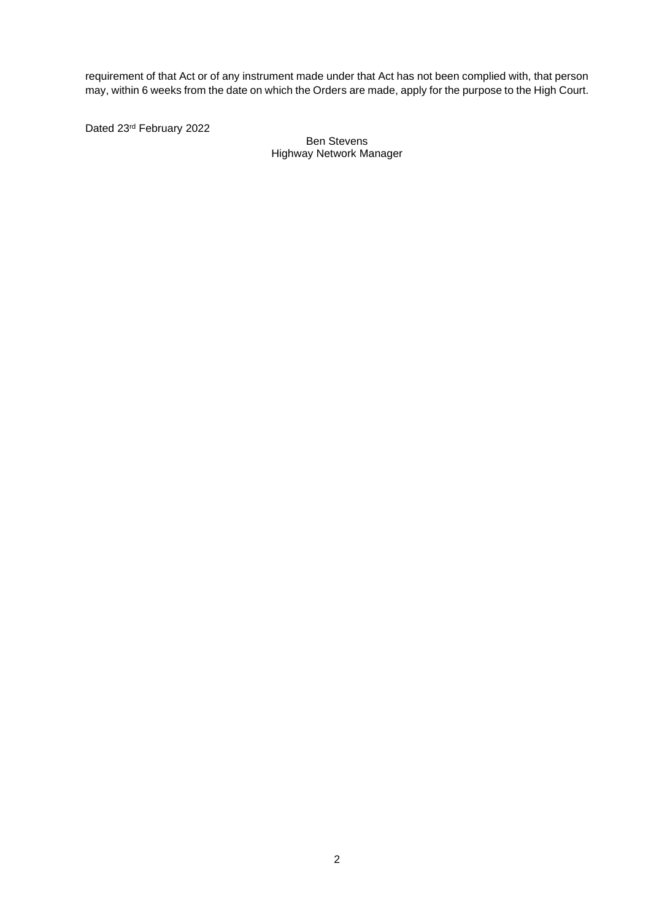requirement of that Act or of any instrument made under that Act has not been complied with, that person may, within 6 weeks from the date on which the Orders are made, apply for the purpose to the High Court.

Dated 23rd February 2022

Ben Stevens
Highway Network Manager